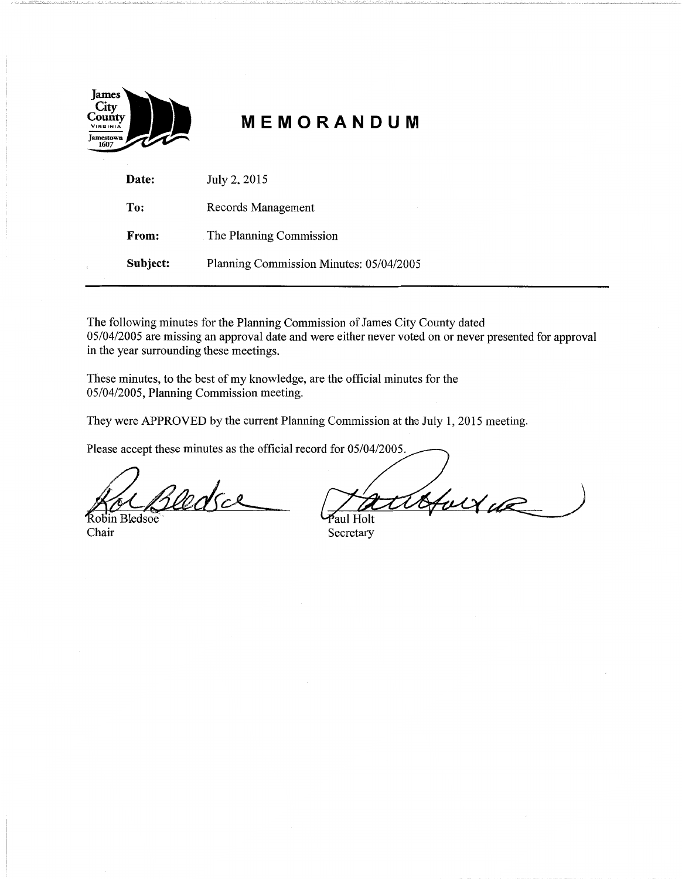James City County VIRGINIA Jamestown 1607

# MEMORANDUM

**Date:** July 2, 2015

**To:** Records Management

**From:** The Planning Commission

**Subject:** Planning Commission Minutes: 05/04/2005

---

The following minutes for the Planning Commission of James City County dated 05/04/2005 are missing an approval date and were either never voted on or never presented for approval in the year surrounding these meetings.

These minutes, to the best of my knowledge, are the official minutes for the 05/04/2005, Planning Commission meeting.

They were APPROVED by the current Planning Commission at the July 1, 2015 meeting.

Please accept these minutes as the official record for 05/04/2005.

Robin Bledsoe
Chair

Paul Holt
Secretary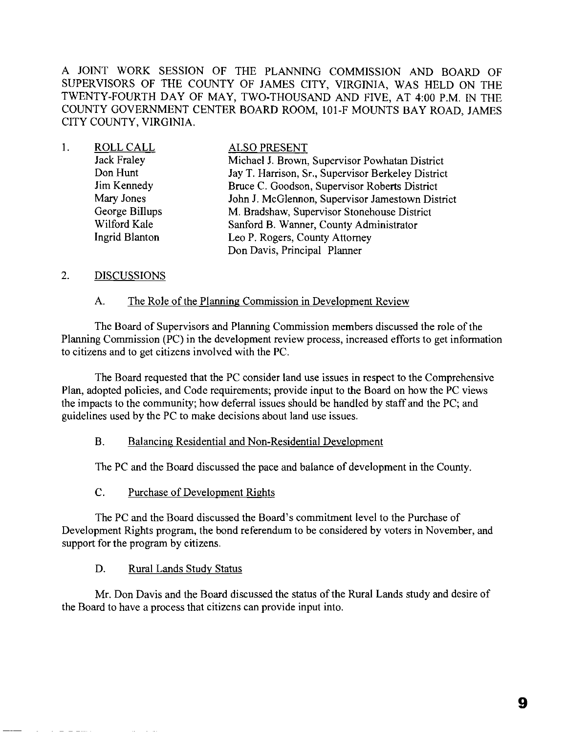A JOINT WORK SESSION OF THE PLANNING COMMISSION AND BOARD OF SUPERVISORS OF THE COUNTY OF JAMES CITY, VIRGINIA, WAS HELD ON THE TWENTY-FOURTH DAY OF MAY, TWO-THOUSAND AND FIVE, AT 4:00 P.M. IN THE COUNTY GOVERNMENT CENTER BOARD ROOM, 101-F MOUNTS BAY ROAD, JAMES CITY COUNTY, VIRGINIA.

1. ROLL CALL

Jack Fraley
Don Hunt
Jim Kennedy
Mary Jones
George Billups
Wilford Kale
Ingrid Blanton

ALSO PRESENT

Michael J. Brown, Supervisor Powhatan District
Jay T. Harrison, Sr., Supervisor Berkeley District
Bruce C. Goodson, Supervisor Roberts District
John J. McGlennon, Supervisor Jamestown District
M. Bradshaw, Supervisor Stonehouse District
Sanford B. Wanner, County Administrator
Leo P. Rogers, County Attorney
Don Davis, Principal Planner

2. DISCUSSIONS

A. The Role of the Planning Commission in Development Review

The Board of Supervisors and Planning Commission members discussed the role of the Planning Commission (PC) in the development review process, increased efforts to get information to citizens and to get citizens involved with the PC.

The Board requested that the PC consider land use issues in respect to the Comprehensive Plan, adopted policies, and Code requirements; provide input to the Board on how the PC views the impacts to the community; how deferral issues should be handled by staff and the PC; and guidelines used by the PC to make decisions about land use issues.

B. Balancing Residential and Non-Residential Development

The PC and the Board discussed the pace and balance of development in the County.

C. Purchase of Development Rights

The PC and the Board discussed the Board's commitment level to the Purchase of Development Rights program, the bond referendum to be considered by voters in November, and support for the program by citizens.

D. Rural Lands Study Status

Mr. Don Davis and the Board discussed the status of the Rural Lands study and desire of the Board to have a process that citizens can provide input into.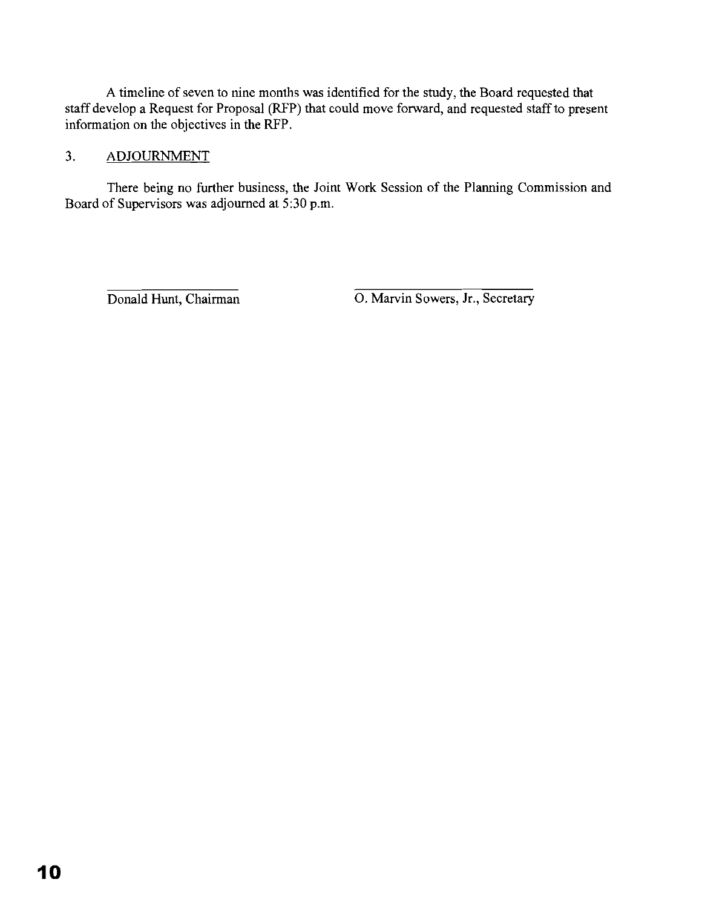A timeline of seven to nine months was identified for the study, the Board requested that staff develop a Request for Proposal (RFP) that could move forward, and requested staff to present information on the objectives in the RFP.

## 3. ADJOURNMENT

There being no further business, the Joint Work Session of the Planning Commission and Board of Supervisors was adjourned at 5:30 p.m.

Donald Hunt, Chairman

O. Marvin Sowers, Jr., Secretary